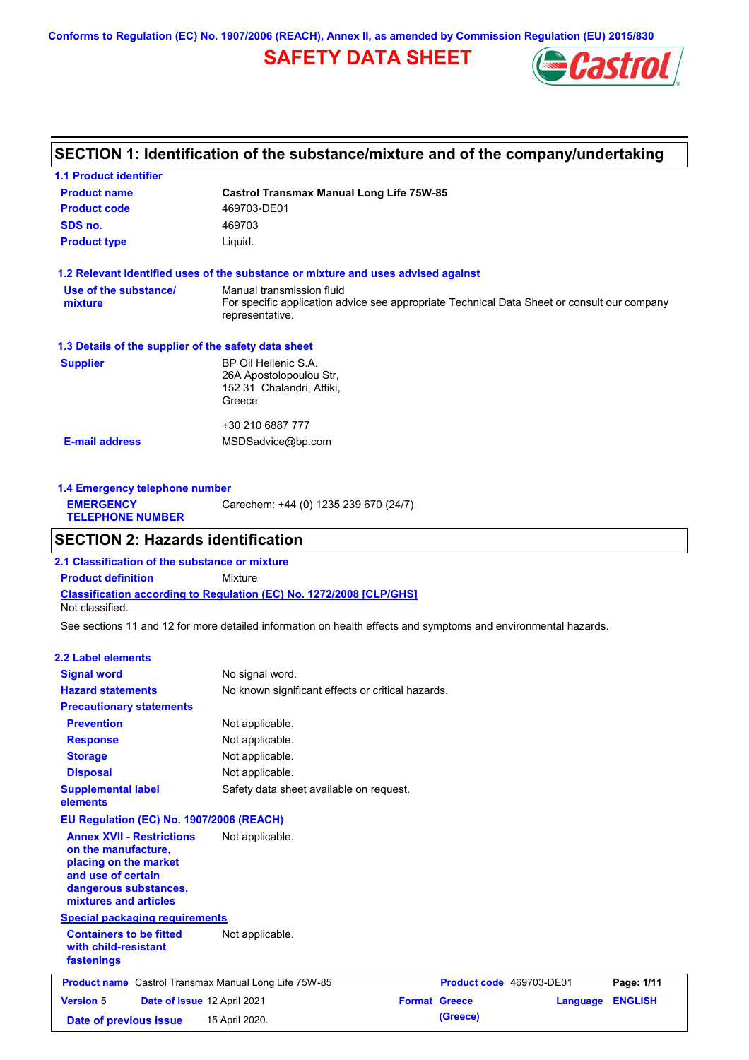Conforms to Regulation (EC) No. 1907/2006 (REACH), Annex II, as amended by Commission Regulation (EU) 2015/830

# SAFETY DATA SHEET

## SECTION 1: Identification of the substance/mixture and of the company/undertaking

### 1.1 Product identifier

| | |
|---|---|
| **Product name** | **Castrol Transmax Manual Long Life 75W-85** |
| **Product code** | 469703-DE01 |
| **SDS no.** | 469703 |
| **Product type** | Liquid. |

### 1.2 Relevant identified uses of the substance or mixture and uses advised against

| | |
|---|---|
| **Use of the substance/ mixture** | Manual transmission fluid<br>For specific application advice see appropriate Technical Data Sheet or consult our company representative. |

### 1.3 Details of the supplier of the safety data sheet

| | |
|---|---|
| **Supplier** | BP Oil Hellenic S.A.<br>26A Apostolopoulou Str,<br>152 31 Chalandri, Attiki,<br>Greece<br><br>+30 210 6887 777 |
| **E-mail address** | MSDSadvice@bp.com |

### 1.4 Emergency telephone number

| | |
|---|---|
| **EMERGENCY TELEPHONE NUMBER** | Carechem: +44 (0) 1235 239 670 (24/7) |

## SECTION 2: Hazards identification

### 2.1 Classification of the substance or mixture

**Product definition** Mixture

**Classification according to Regulation (EC) No. 1272/2008 [CLP/GHS]**

Not classified.

See sections 11 and 12 for more detailed information on health effects and symptoms and environmental hazards.

### 2.2 Label elements

| | |
|---|---|
| **Signal word** | No signal word. |
| **Hazard statements** | No known significant effects or critical hazards. |
| **Precautionary statements** | |
| **Prevention** | Not applicable. |
| **Response** | Not applicable. |
| **Storage** | Not applicable. |
| **Disposal** | Not applicable. |
| **Supplemental label elements** | Safety data sheet available on request. |

**EU Regulation (EC) No. 1907/2006 (REACH)**

| | |
|---|---|
| **Annex XVII - Restrictions on the manufacture, placing on the market and use of certain dangerous substances, mixtures and articles** | Not applicable. |

**Special packaging requirements**

| | |
|---|---|
| **Containers to be fitted with child-resistant fastenings** | Not applicable. |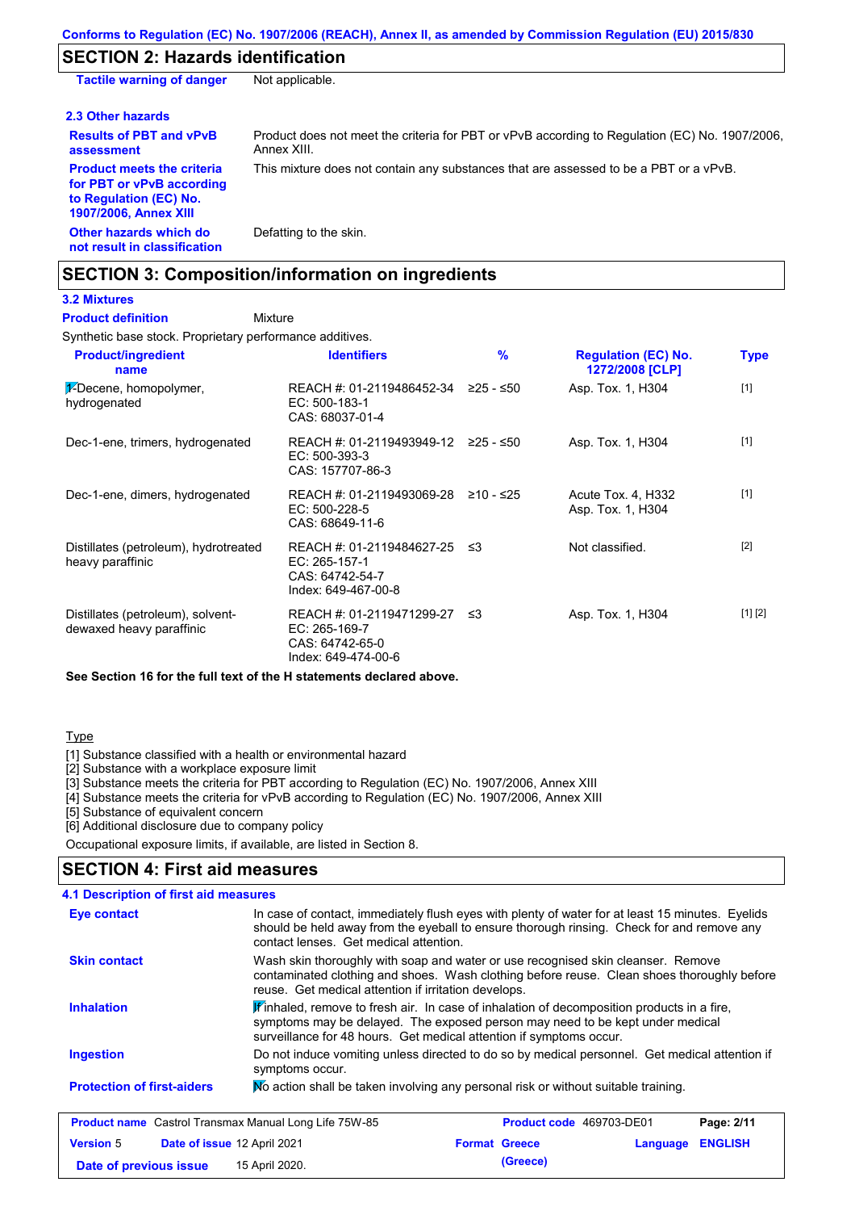## SECTION 2: Hazards identification

**Tactile warning of danger** Not applicable.

### 2.3 Other hazards

**Results of PBT and vPvB assessment** Product does not meet the criteria for PBT or vPvB according to Regulation (EC) No. 1907/2006, Annex XIII.

**Product meets the criteria for PBT or vPvB according to Regulation (EC) No. 1907/2006, Annex XIII** This mixture does not contain any substances that are assessed to be a PBT or a vPvB.

**Other hazards which do not result in classification** Defatting to the skin.

## SECTION 3: Composition/information on ingredients

### 3.2 Mixtures

**Product definition** Mixture

Synthetic base stock. Proprietary performance additives.

| Product/ingredient name | Identifiers | % | Regulation (EC) No. 1272/2008 [CLP] | Type |
|---|---|---|---|---|
| 1-Decene, homopolymer, hydrogenated | REACH #: 01-2119486452-34<br>EC: 500-183-1<br>CAS: 68037-01-4 | ≥25 - ≤50 | Asp. Tox. 1, H304 | [1] |
| Dec-1-ene, trimers, hydrogenated | REACH #: 01-2119493949-12<br>EC: 500-393-3<br>CAS: 157707-86-3 | ≥25 - ≤50 | Asp. Tox. 1, H304 | [1] |
| Dec-1-ene, dimers, hydrogenated | REACH #: 01-2119493069-28<br>EC: 500-228-5<br>CAS: 68649-11-6 | ≥10 - ≤25 | Acute Tox. 4, H332<br>Asp. Tox. 1, H304 | [1] |
| Distillates (petroleum), hydrotreated heavy paraffinic | REACH #: 01-2119484627-25<br>EC: 265-157-1<br>CAS: 64742-54-7<br>Index: 649-467-00-8 | ≤3 | Not classified. | [2] |
| Distillates (petroleum), solvent-dewaxed heavy paraffinic | REACH #: 01-2119471299-27<br>EC: 265-169-7<br>CAS: 64742-65-0<br>Index: 649-474-00-6 | ≤3 | Asp. Tox. 1, H304 | [1] [2] |

**See Section 16 for the full text of the H statements declared above.**

Type

[1] Substance classified with a health or environmental hazard
[2] Substance with a workplace exposure limit
[3] Substance meets the criteria for PBT according to Regulation (EC) No. 1907/2006, Annex XIII
[4] Substance meets the criteria for vPvB according to Regulation (EC) No. 1907/2006, Annex XIII
[5] Substance of equivalent concern
[6] Additional disclosure due to company policy

Occupational exposure limits, if available, are listed in Section 8.

## SECTION 4: First aid measures

### 4.1 Description of first aid measures

**Eye contact** In case of contact, immediately flush eyes with plenty of water for at least 15 minutes. Eyelids should be held away from the eyeball to ensure thorough rinsing. Check for and remove any contact lenses. Get medical attention.

**Skin contact** Wash skin thoroughly with soap and water or use recognised skin cleanser. Remove contaminated clothing and shoes. Wash clothing before reuse. Clean shoes thoroughly before reuse. Get medical attention if irritation develops.

**Inhalation** If inhaled, remove to fresh air. In case of inhalation of decomposition products in a fire, symptoms may be delayed. The exposed person may need to be kept under medical surveillance for 48 hours. Get medical attention if symptoms occur.

**Ingestion** Do not induce vomiting unless directed to do so by medical personnel. Get medical attention if symptoms occur.

**Protection of first-aiders** No action shall be taken involving any personal risk or without suitable training.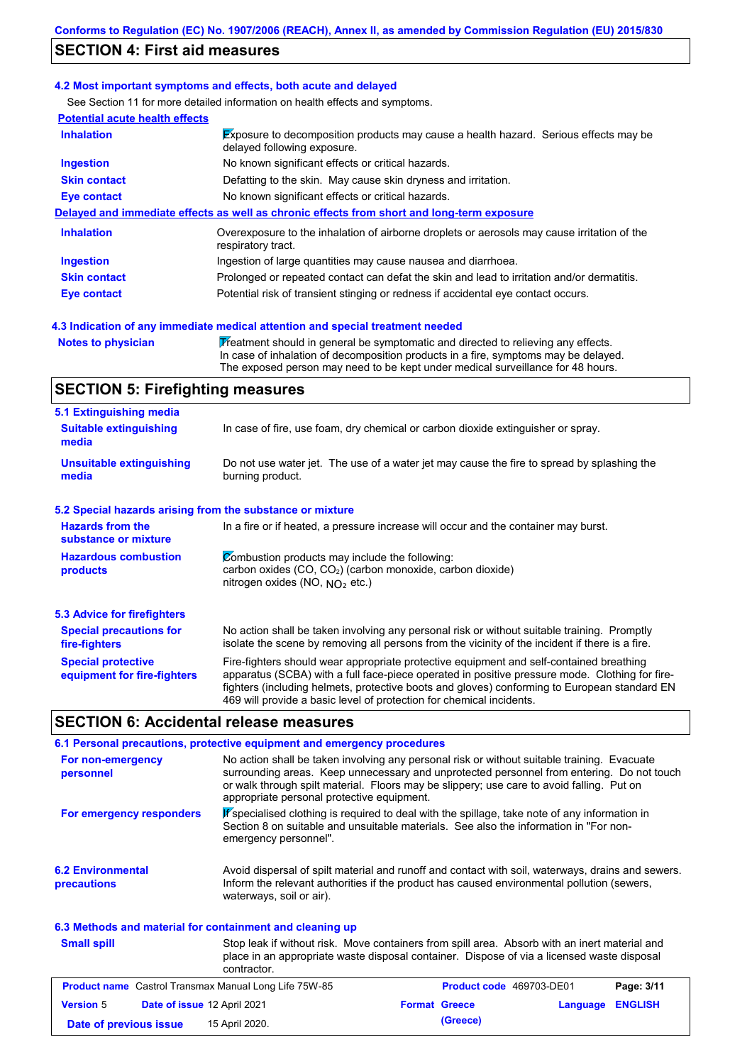## SECTION 4: First aid measures

### 4.2 Most important symptoms and effects, both acute and delayed

See Section 11 for more detailed information on health effects and symptoms.

**Potential acute health effects**

| | |
|---|---|
| **Inhalation** | Exposure to decomposition products may cause a health hazard. Serious effects may be delayed following exposure. |
| **Ingestion** | No known significant effects or critical hazards. |
| **Skin contact** | Defatting to the skin. May cause skin dryness and irritation. |
| **Eye contact** | No known significant effects or critical hazards. |

**Delayed and immediate effects as well as chronic effects from short and long-term exposure**

| | |
|---|---|
| **Inhalation** | Overexposure to the inhalation of airborne droplets or aerosols may cause irritation of the respiratory tract. |
| **Ingestion** | Ingestion of large quantities may cause nausea and diarrhoea. |
| **Skin contact** | Prolonged or repeated contact can defat the skin and lead to irritation and/or dermatitis. |
| **Eye contact** | Potential risk of transient stinging or redness if accidental eye contact occurs. |

### 4.3 Indication of any immediate medical attention and special treatment needed

| | |
|---|---|
| **Notes to physician** | Treatment should in general be symptomatic and directed to relieving any effects. In case of inhalation of decomposition products in a fire, symptoms may be delayed. The exposed person may need to be kept under medical surveillance for 48 hours. |

## SECTION 5: Firefighting measures

### 5.1 Extinguishing media

| | |
|---|---|
| **Suitable extinguishing media** | In case of fire, use foam, dry chemical or carbon dioxide extinguisher or spray. |
| **Unsuitable extinguishing media** | Do not use water jet. The use of a water jet may cause the fire to spread by splashing the burning product. |

### 5.2 Special hazards arising from the substance or mixture

| | |
|---|---|
| **Hazards from the substance or mixture** | In a fire or if heated, a pressure increase will occur and the container may burst. |
| **Hazardous combustion products** | Combustion products may include the following: carbon oxides (CO, $CO_2$) (carbon monoxide, carbon dioxide) nitrogen oxides (NO, $NO_2$ etc.) |

### 5.3 Advice for firefighters

| | |
|---|---|
| **Special precautions for fire-fighters** | No action shall be taken involving any personal risk or without suitable training. Promptly isolate the scene by removing all persons from the vicinity of the incident if there is a fire. |
| **Special protective equipment for fire-fighters** | Fire-fighters should wear appropriate protective equipment and self-contained breathing apparatus (SCBA) with a full face-piece operated in positive pressure mode. Clothing for fire-fighters (including helmets, protective boots and gloves) conforming to European standard EN 469 will provide a basic level of protection for chemical incidents. |

## SECTION 6: Accidental release measures

### 6.1 Personal precautions, protective equipment and emergency procedures

| | |
|---|---|
| **For non-emergency personnel** | No action shall be taken involving any personal risk or without suitable training. Evacuate surrounding areas. Keep unnecessary and unprotected personnel from entering. Do not touch or walk through spilt material. Floors may be slippery; use care to avoid falling. Put on appropriate personal protective equipment. |
| **For emergency responders** | If specialised clothing is required to deal with the spillage, take note of any information in Section 8 on suitable and unsuitable materials. See also the information in "For non-emergency personnel". |

| | |
|---|---|
| **6.2 Environmental precautions** | Avoid dispersal of spilt material and runoff and contact with soil, waterways, drains and sewers. Inform the relevant authorities if the product has caused environmental pollution (sewers, waterways, soil or air). |

### 6.3 Methods and material for containment and cleaning up

| | |
|---|---|
| **Small spill** | Stop leak if without risk. Move containers from spill area. Absorb with an inert material and place in an appropriate waste disposal container. Dispose of via a licensed waste disposal contractor. |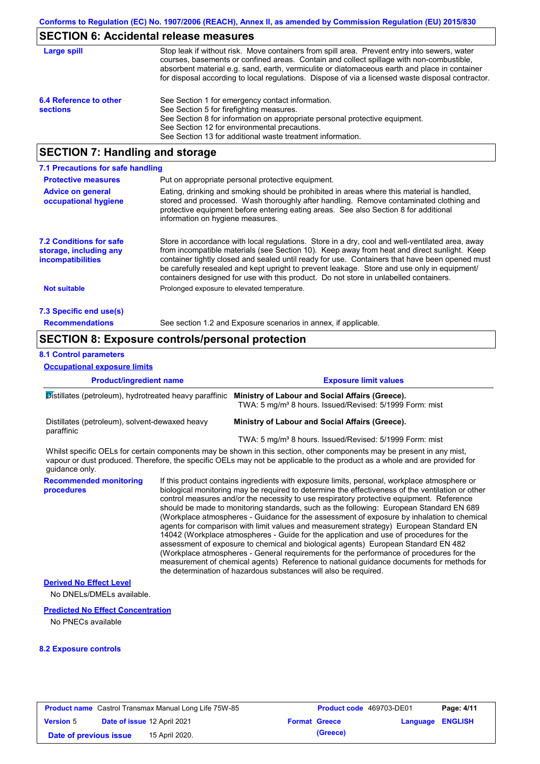## SECTION 6: Accidental release measures

**Large spill**

Stop leak if without risk. Move containers from spill area. Prevent entry into sewers, water courses, basements or confined areas. Contain and collect spillage with non-combustible, absorbent material e.g. sand, earth, vermiculite or diatomaceous earth and place in container for disposal according to local regulations. Dispose of via a licensed waste disposal contractor.

**6.4 Reference to other sections**

See Section 1 for emergency contact information.
See Section 5 for firefighting measures.
See Section 8 for information on appropriate personal protective equipment.
See Section 12 for environmental precautions.
See Section 13 for additional waste treatment information.

## SECTION 7: Handling and storage

### 7.1 Precautions for safe handling

**Protective measures**

Put on appropriate personal protective equipment.

**Advice on general occupational hygiene**

Eating, drinking and smoking should be prohibited in areas where this material is handled, stored and processed. Wash thoroughly after handling. Remove contaminated clothing and protective equipment before entering eating areas. See also Section 8 for additional information on hygiene measures.

**7.2 Conditions for safe storage, including any incompatibilities**

Store in accordance with local regulations. Store in a dry, cool and well-ventilated area, away from incompatible materials (see Section 10). Keep away from heat and direct sunlight. Keep container tightly closed and sealed until ready for use. Containers that have been opened must be carefully resealed and kept upright to prevent leakage. Store and use only in equipment/ containers designed for use with this product. Do not store in unlabelled containers.

**Not suitable**

Prolonged exposure to elevated temperature.

### 7.3 Specific end use(s)

**Recommendations**

See section 1.2 and Exposure scenarios in annex, if applicable.

## SECTION 8: Exposure controls/personal protection

### 8.1 Control parameters

**Occupational exposure limits**

| Product/ingredient name | Exposure limit values |
|---|---|
| Distillates (petroleum), hydrotreated heavy paraffinic | **Ministry of Labour and Social Affairs (Greece).** TWA: 5 mg/m³ 8 hours. Issued/Revised: 5/1999 Form: mist |
| Distillates (petroleum), solvent-dewaxed heavy paraffinic | **Ministry of Labour and Social Affairs (Greece).** TWA: 5 mg/m³ 8 hours. Issued/Revised: 5/1999 Form: mist |

Whilst specific OELs for certain components may be shown in this section, other components may be present in any mist, vapour or dust produced. Therefore, the specific OELs may not be applicable to the product as a whole and are provided for guidance only.

**Recommended monitoring procedures**

If this product contains ingredients with exposure limits, personal, workplace atmosphere or biological monitoring may be required to determine the effectiveness of the ventilation or other control measures and/or the necessity to use respiratory protective equipment. Reference should be made to monitoring standards, such as the following: European Standard EN 689 (Workplace atmospheres - Guidance for the assessment of exposure by inhalation to chemical agents for comparison with limit values and measurement strategy) European Standard EN 14042 (Workplace atmospheres - Guide for the application and use of procedures for the assessment of exposure to chemical and biological agents) European Standard EN 482 (Workplace atmospheres - General requirements for the performance of procedures for the measurement of chemical agents) Reference to national guidance documents for methods for the determination of hazardous substances will also be required.

**Derived No Effect Level**

No DNELs/DMELs available.

**Predicted No Effect Concentration**

No PNECs available

### 8.2 Exposure controls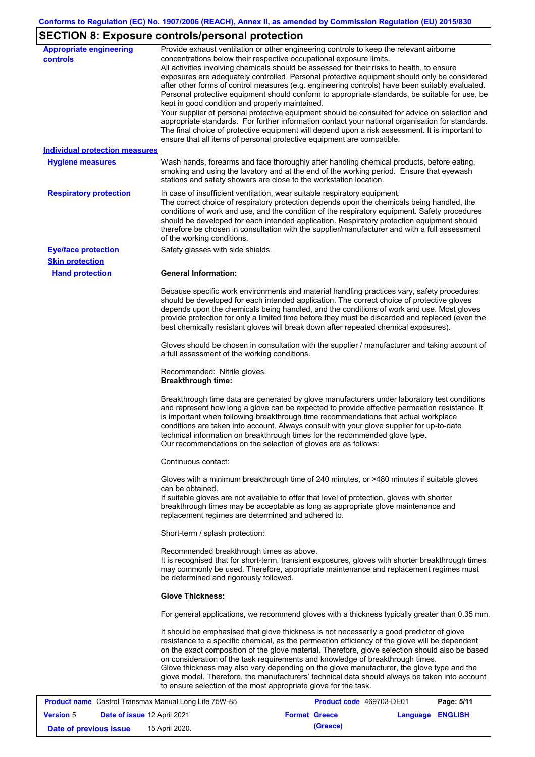## SECTION 8: Exposure controls/personal protection

**Appropriate engineering controls**

Provide exhaust ventilation or other engineering controls to keep the relevant airborne concentrations below their respective occupational exposure limits.
All activities involving chemicals should be assessed for their risks to health, to ensure exposures are adequately controlled. Personal protective equipment should only be considered after other forms of control measures (e.g. engineering controls) have been suitably evaluated. Personal protective equipment should conform to appropriate standards, be suitable for use, be kept in good condition and properly maintained.
Your supplier of personal protective equipment should be consulted for advice on selection and appropriate standards. For further information contact your national organisation for standards. The final choice of protective equipment will depend upon a risk assessment. It is important to ensure that all items of personal protective equipment are compatible.

**Individual protection measures**

**Hygiene measures**

Wash hands, forearms and face thoroughly after handling chemical products, before eating, smoking and using the lavatory and at the end of the working period. Ensure that eyewash stations and safety showers are close to the workstation location.

**Respiratory protection**

In case of insufficient ventilation, wear suitable respiratory equipment.
The correct choice of respiratory protection depends upon the chemicals being handled, the conditions of work and use, and the condition of the respiratory equipment. Safety procedures should be developed for each intended application. Respiratory protection equipment should therefore be chosen in consultation with the supplier/manufacturer and with a full assessment of the working conditions.

**Eye/face protection**

Safety glasses with side shields.

**Skin protection**

**Hand protection**

**General Information:**

Because specific work environments and material handling practices vary, safety procedures should be developed for each intended application. The correct choice of protective gloves depends upon the chemicals being handled, and the conditions of work and use. Most gloves provide protection for only a limited time before they must be discarded and replaced (even the best chemically resistant gloves will break down after repeated chemical exposures).

Gloves should be chosen in consultation with the supplier / manufacturer and taking account of a full assessment of the working conditions.

Recommended: Nitrile gloves.
**Breakthrough time:**

Breakthrough time data are generated by glove manufacturers under laboratory test conditions and represent how long a glove can be expected to provide effective permeation resistance. It is important when following breakthrough time recommendations that actual workplace conditions are taken into account. Always consult with your glove supplier for up-to-date technical information on breakthrough times for the recommended glove type.
Our recommendations on the selection of gloves are as follows:

Continuous contact:

Gloves with a minimum breakthrough time of 240 minutes, or >480 minutes if suitable gloves can be obtained.
If suitable gloves are not available to offer that level of protection, gloves with shorter breakthrough times may be acceptable as long as appropriate glove maintenance and replacement regimes are determined and adhered to.

Short-term / splash protection:

Recommended breakthrough times as above.
It is recognised that for short-term, transient exposures, gloves with shorter breakthrough times may commonly be used. Therefore, appropriate maintenance and replacement regimes must be determined and rigorously followed.

**Glove Thickness:**

For general applications, we recommend gloves with a thickness typically greater than 0.35 mm.

It should be emphasised that glove thickness is not necessarily a good predictor of glove resistance to a specific chemical, as the permeation efficiency of the glove will be dependent on the exact composition of the glove material. Therefore, glove selection should also be based on consideration of the task requirements and knowledge of breakthrough times.
Glove thickness may also vary depending on the glove manufacturer, the glove type and the glove model. Therefore, the manufacturers' technical data should always be taken into account to ensure selection of the most appropriate glove for the task.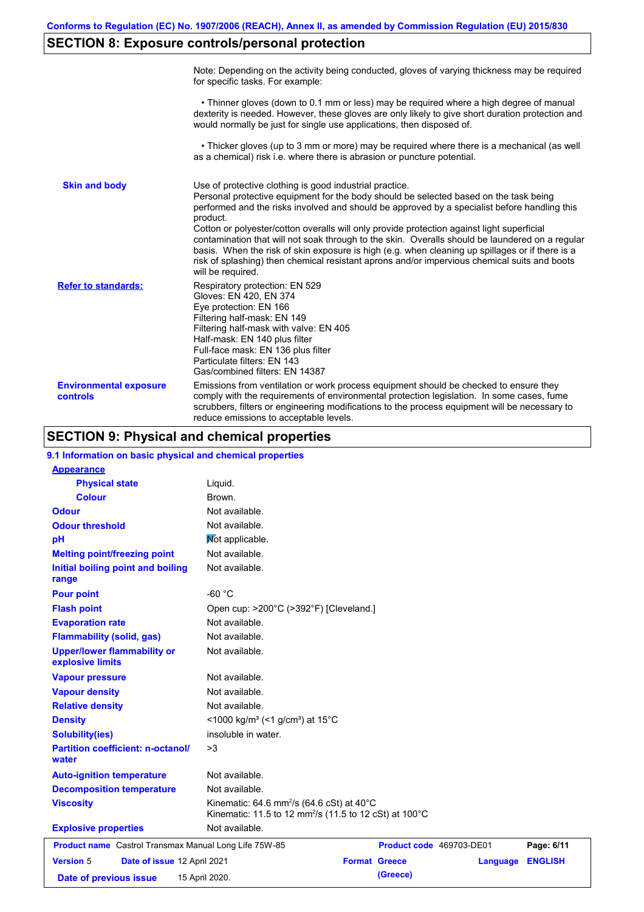## SECTION 8: Exposure controls/personal protection

| | |
|---|---|
| | Note: Depending on the activity being conducted, gloves of varying thickness may be required for specific tasks. For example:<br><br>• Thinner gloves (down to 0.1 mm or less) may be required where a high degree of manual dexterity is needed. However, these gloves are only likely to give short duration protection and would normally be just for single use applications, then disposed of.<br><br>• Thicker gloves (up to 3 mm or more) may be required where there is a mechanical (as well as a chemical) risk i.e. where there is abrasion or puncture potential. |
| **Skin and body** | Use of protective clothing is good industrial practice.<br>Personal protective equipment for the body should be selected based on the task being performed and the risks involved and should be approved by a specialist before handling this product.<br>Cotton or polyester/cotton overalls will only provide protection against light superficial contamination that will not soak through to the skin. Overalls should be laundered on a regular basis. When the risk of skin exposure is high (e.g. when cleaning up spillages or if there is a risk of splashing) then chemical resistant aprons and/or impervious chemical suits and boots will be required. |
| **Refer to standards:** | Respiratory protection: EN 529<br>Gloves: EN 420, EN 374<br>Eye protection: EN 166<br>Filtering half-mask: EN 149<br>Filtering half-mask with valve: EN 405<br>Half-mask: EN 140 plus filter<br>Full-face mask: EN 136 plus filter<br>Particulate filters: EN 143<br>Gas/combined filters: EN 14387 |
| **Environmental exposure controls** | Emissions from ventilation or work process equipment should be checked to ensure they comply with the requirements of environmental protection legislation. In some cases, fume scrubbers, filters or engineering modifications to the process equipment will be necessary to reduce emissions to acceptable levels. |

## SECTION 9: Physical and chemical properties

### 9.1 Information on basic physical and chemical properties

| | |
|---|---|
| **Appearance** | |
| **Physical state** | Liquid. |
| **Colour** | Brown. |
| **Odour** | Not available. |
| **Odour threshold** | Not available. |
| **pH** | Not applicable. |
| **Melting point/freezing point** | Not available. |
| **Initial boiling point and boiling range** | Not available. |
| **Pour point** | -60 °C |
| **Flash point** | Open cup: >200°C (>392°F) [Cleveland.] |
| **Evaporation rate** | Not available. |
| **Flammability (solid, gas)** | Not available. |
| **Upper/lower flammability or explosive limits** | Not available. |
| **Vapour pressure** | Not available. |
| **Vapour density** | Not available. |
| **Relative density** | Not available. |
| **Density** | <1000 kg/m³ (<1 g/cm³) at 15°C |
| **Solubility(ies)** | insoluble in water. |
| **Partition coefficient: n-octanol/ water** | >3 |
| **Auto-ignition temperature** | Not available. |
| **Decomposition temperature** | Not available. |
| **Viscosity** | Kinematic: 64.6 $mm^2/s$ (64.6 cSt) at 40°C<br>Kinematic: 11.5 to 12 $mm^2/s$ (11.5 to 12 cSt) at 100°C |
| **Explosive properties** | Not available. |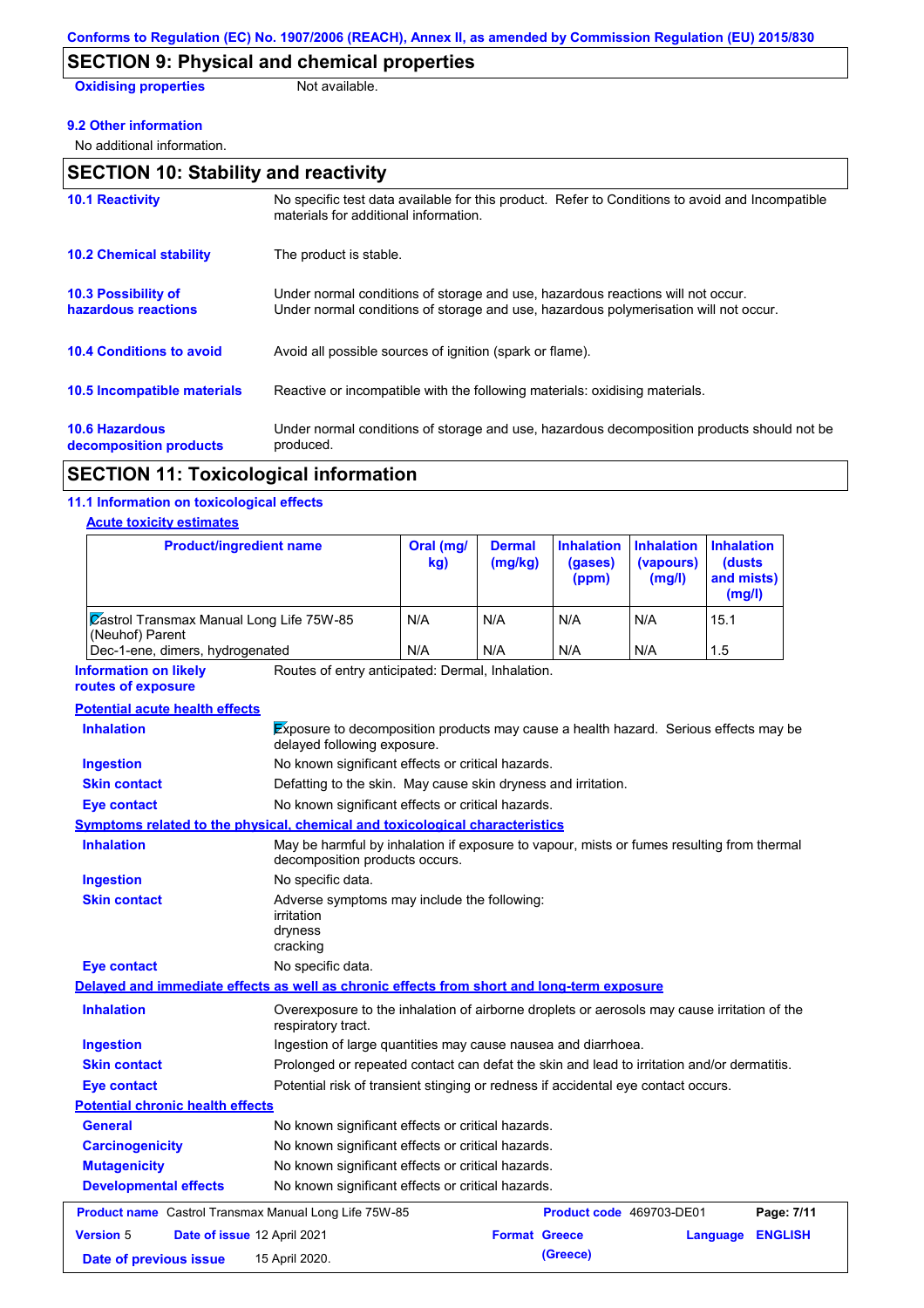Conforms to Regulation (EC) No. 1907/2006 (REACH), Annex II, as amended by Commission Regulation (EU) 2015/830

## SECTION 9: Physical and chemical properties

**Oxidising properties** Not available.

### 9.2 Other information

No additional information.

## SECTION 10: Stability and reactivity

**10.1 Reactivity** No specific test data available for this product. Refer to Conditions to avoid and Incompatible materials for additional information.

**10.2 Chemical stability** The product is stable.

**10.3 Possibility of hazardous reactions** Under normal conditions of storage and use, hazardous reactions will not occur. Under normal conditions of storage and use, hazardous polymerisation will not occur.

**10.4 Conditions to avoid** Avoid all possible sources of ignition (spark or flame).

**10.5 Incompatible materials** Reactive or incompatible with the following materials: oxidising materials.

**10.6 Hazardous decomposition products** Under normal conditions of storage and use, hazardous decomposition products should not be produced.

## SECTION 11: Toxicological information

### 11.1 Information on toxicological effects

**Acute toxicity estimates**

| Product/ingredient name | Oral (mg/kg) | Dermal (mg/kg) | Inhalation (gases) (ppm) | Inhalation (vapours) (mg/l) | Inhalation (dusts and mists) (mg/l) |
|---|---|---|---|---|---|
| Castrol Transmax Manual Long Life 75W-85 (Neuhof) Parent | N/A | N/A | N/A | N/A | 15.1 |
| Dec-1-ene, dimers, hydrogenated | N/A | N/A | N/A | N/A | 1.5 |

**Information on likely routes of exposure** Routes of entry anticipated: Dermal, Inhalation.

**Potential acute health effects**

**Inhalation** Exposure to decomposition products may cause a health hazard. Serious effects may be delayed following exposure.

**Ingestion** No known significant effects or critical hazards.

**Skin contact** Defatting to the skin. May cause skin dryness and irritation.

**Eye contact** No known significant effects or critical hazards.

**Symptoms related to the physical, chemical and toxicological characteristics**

**Inhalation** May be harmful by inhalation if exposure to vapour, mists or fumes resulting from thermal decomposition products occurs.

**Ingestion** No specific data.

**Skin contact** Adverse symptoms may include the following:
irritation
dryness
cracking

**Eye contact** No specific data.

**Delayed and immediate effects as well as chronic effects from short and long-term exposure**

**Inhalation** Overexposure to the inhalation of airborne droplets or aerosols may cause irritation of the respiratory tract.

**Ingestion** Ingestion of large quantities may cause nausea and diarrhoea.

**Skin contact** Prolonged or repeated contact can defat the skin and lead to irritation and/or dermatitis.

**Eye contact** Potential risk of transient stinging or redness if accidental eye contact occurs.

**Potential chronic health effects**

**General** No known significant effects or critical hazards.

**Carcinogenicity** No known significant effects or critical hazards.

**Mutagenicity** No known significant effects or critical hazards.

**Developmental effects** No known significant effects or critical hazards.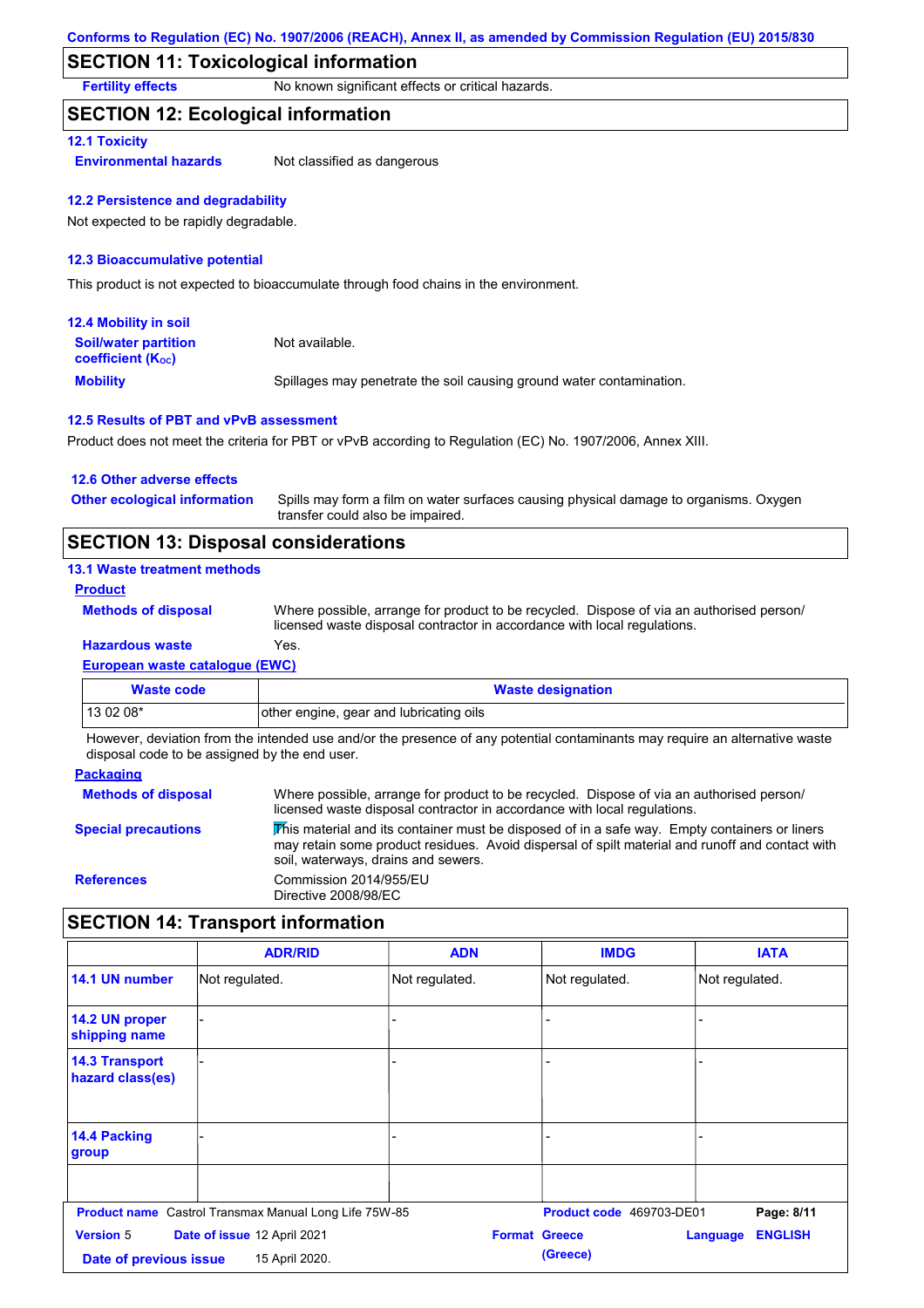## SECTION 11: Toxicological information

**Fertility effects** No known significant effects or critical hazards.

## SECTION 12: Ecological information

### 12.1 Toxicity

**Environmental hazards** Not classified as dangerous

### 12.2 Persistence and degradability

Not expected to be rapidly degradable.

### 12.3 Bioaccumulative potential

This product is not expected to bioaccumulate through food chains in the environment.

### 12.4 Mobility in soil

**Soil/water partition coefficient ($K_{OC}$)** Not available.

**Mobility** Spillages may penetrate the soil causing ground water contamination.

### 12.5 Results of PBT and vPvB assessment

Product does not meet the criteria for PBT or vPvB according to Regulation (EC) No. 1907/2006, Annex XIII.

### 12.6 Other adverse effects

**Other ecological information** Spills may form a film on water surfaces causing physical damage to organisms. Oxygen transfer could also be impaired.

## SECTION 13: Disposal considerations

### 13.1 Waste treatment methods

**Product**

**Methods of disposal** Where possible, arrange for product to be recycled. Dispose of via an authorised person/ licensed waste disposal contractor in accordance with local regulations.

**Hazardous waste** Yes.

**European waste catalogue (EWC)**

| Waste code | Waste designation |
|---|---|
| 13 02 08* | other engine, gear and lubricating oils |

However, deviation from the intended use and/or the presence of any potential contaminants may require an alternative waste disposal code to be assigned by the end user.

**Packaging**

**Methods of disposal** Where possible, arrange for product to be recycled. Dispose of via an authorised person/ licensed waste disposal contractor in accordance with local regulations.

**Special precautions** This material and its container must be disposed of in a safe way. Empty containers or liners may retain some product residues. Avoid dispersal of spilt material and runoff and contact with soil, waterways, drains and sewers.

**References** Commission 2014/955/EU
Directive 2008/98/EC

## SECTION 14: Transport information

| | ADR/RID | ADN | IMDG | IATA |
|---|---|---|---|---|
| 14.1 UN number | Not regulated. | Not regulated. | Not regulated. | Not regulated. |
| 14.2 UN proper shipping name | - | - | - | - |
| 14.3 Transport hazard class(es) | - | - | - | - |
| 14.4 Packing group | - | - | - | - |
| | | | | |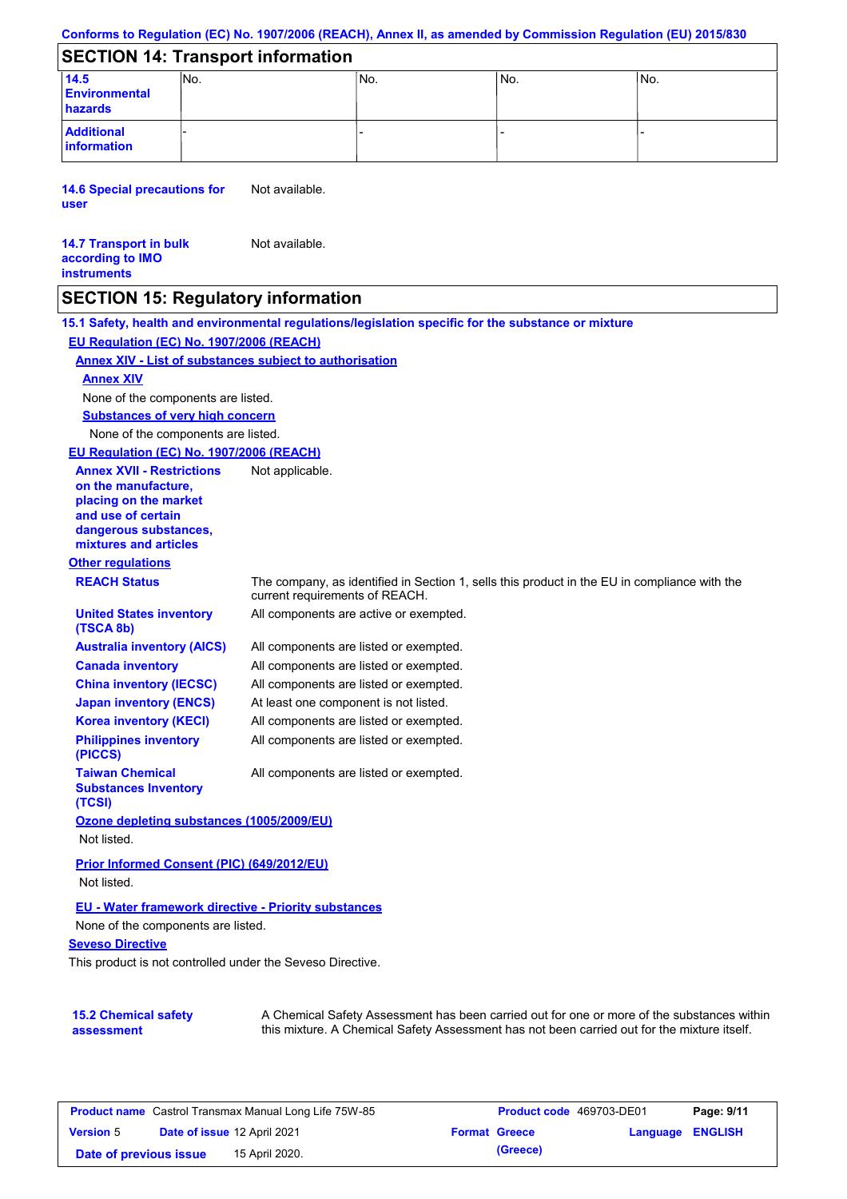## SECTION 14: Transport information

| | | | | |
|---|---|---|---|---|
| **14.5 Environmental hazards** | No. | No. | No. | No. |
| **Additional information** | - | - | - | - |

**14.6 Special precautions for user** Not available.

**14.7 Transport in bulk according to IMO instruments** Not available.

## SECTION 15: Regulatory information

**15.1 Safety, health and environmental regulations/legislation specific for the substance or mixture**

**EU Regulation (EC) No. 1907/2006 (REACH)**

**Annex XIV - List of substances subject to authorisation**

**Annex XIV**

None of the components are listed.

**Substances of very high concern**

None of the components are listed.

**EU Regulation (EC) No. 1907/2006 (REACH)**

**Annex XVII - Restrictions on the manufacture, placing on the market and use of certain dangerous substances, mixtures and articles** Not applicable.

**Other regulations**

**REACH Status** The company, as identified in Section 1, sells this product in the EU in compliance with the current requirements of REACH.

**United States inventory (TSCA 8b)** All components are active or exempted.

**Australia inventory (AICS)** All components are listed or exempted.

**Canada inventory** All components are listed or exempted.

**China inventory (IECSC)** All components are listed or exempted.

**Japan inventory (ENCS)** At least one component is not listed.

**Korea inventory (KECI)** All components are listed or exempted.

**Philippines inventory (PICCS)** All components are listed or exempted.

**Taiwan Chemical Substances Inventory (TCSI)** All components are listed or exempted.

**Ozone depleting substances (1005/2009/EU)**

Not listed.

**Prior Informed Consent (PIC) (649/2012/EU)**

Not listed.

**EU - Water framework directive - Priority substances**

None of the components are listed.

**Seveso Directive**

This product is not controlled under the Seveso Directive.

**15.2 Chemical safety assessment** A Chemical Safety Assessment has been carried out for one or more of the substances within this mixture. A Chemical Safety Assessment has not been carried out for the mixture itself.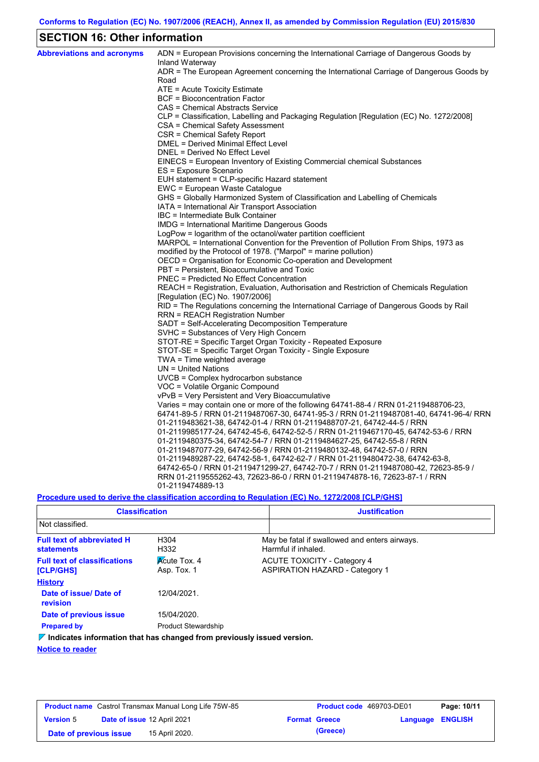## SECTION 16: Other information

**Abbreviations and acronyms**

ADN = European Provisions concerning the International Carriage of Dangerous Goods by Inland Waterway
ADR = The European Agreement concerning the International Carriage of Dangerous Goods by Road
ATE = Acute Toxicity Estimate
BCF = Bioconcentration Factor
CAS = Chemical Abstracts Service
CLP = Classification, Labelling and Packaging Regulation [Regulation (EC) No. 1272/2008]
CSA = Chemical Safety Assessment
CSR = Chemical Safety Report
DMEL = Derived Minimal Effect Level
DNEL = Derived No Effect Level
EINECS = European Inventory of Existing Commercial chemical Substances
ES = Exposure Scenario
EUH statement = CLP-specific Hazard statement
EWC = European Waste Catalogue
GHS = Globally Harmonized System of Classification and Labelling of Chemicals
IATA = International Air Transport Association
IBC = Intermediate Bulk Container
IMDG = International Maritime Dangerous Goods
LogPow = logarithm of the octanol/water partition coefficient
MARPOL = International Convention for the Prevention of Pollution From Ships, 1973 as modified by the Protocol of 1978. ("Marpol" = marine pollution)
OECD = Organisation for Economic Co-operation and Development
PBT = Persistent, Bioaccumulative and Toxic
PNEC = Predicted No Effect Concentration
REACH = Registration, Evaluation, Authorisation and Restriction of Chemicals Regulation [Regulation (EC) No. 1907/2006]
RID = The Regulations concerning the International Carriage of Dangerous Goods by Rail
RRN = REACH Registration Number
SADT = Self-Accelerating Decomposition Temperature
SVHC = Substances of Very High Concern
STOT-RE = Specific Target Organ Toxicity - Repeated Exposure
STOT-SE = Specific Target Organ Toxicity - Single Exposure
TWA = Time weighted average
UN = United Nations
UVCB = Complex hydrocarbon substance
VOC = Volatile Organic Compound
vPvB = Very Persistent and Very Bioaccumulative
Varies = may contain one or more of the following 64741-88-4 / RRN 01-2119488706-23, 64741-89-5 / RRN 01-2119487067-30, 64741-95-3 / RRN 01-2119487081-40, 64741-96-4/ RRN 01-2119483621-38, 64742-01-4 / RRN 01-2119488707-21, 64742-44-5 / RRN 01-2119985177-24, 64742-45-6, 64742-52-5 / RRN 01-2119467170-45, 64742-53-6 / RRN 01-2119480375-34, 64742-54-7 / RRN 01-2119484627-25, 64742-55-8 / RRN 01-2119487077-29, 64742-56-9 / RRN 01-2119480132-48, 64742-57-0 / RRN 01-2119489287-22, 64742-58-1, 64742-62-7 / RRN 01-2119480472-38, 64742-63-8, 64742-65-0 / RRN 01-2119471299-27, 64742-70-7 / RRN 01-2119487080-42, 72623-85-9 / RRN 01-2119555262-43, 72623-86-0 / RRN 01-2119474878-16, 72623-87-1 / RRN 01-2119474889-13

**Procedure used to derive the classification according to Regulation (EC) No. 1272/2008 [CLP/GHS]**

| Classification | Justification |
|---|---|
| Not classified. | |

**Full text of abbreviated H statements**

| | |
|---|---|
| H304 | May be fatal if swallowed and enters airways. |
| H332 | Harmful if inhaled. |

**Full text of classifications [CLP/GHS]**

| | |
|---|---|
| Acute Tox. 4 | ACUTE TOXICITY - Category 4 |
| Asp. Tox. 1 | ASPIRATION HAZARD - Category 1 |

**History**

**Date of issue/ Date of revision**: 12/04/2021.

**Date of previous issue**: 15/04/2020.

**Prepared by**: Product Stewardship

**Indicates information that has changed from previously issued version.**

**Notice to reader**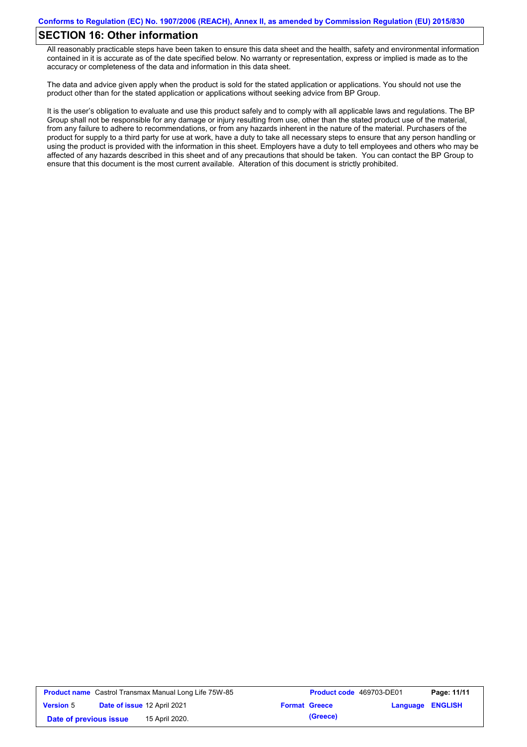## SECTION 16: Other information

All reasonably practicable steps have been taken to ensure this data sheet and the health, safety and environmental information contained in it is accurate as of the date specified below. No warranty or representation, express or implied is made as to the accuracy or completeness of the data and information in this data sheet.

The data and advice given apply when the product is sold for the stated application or applications. You should not use the product other than for the stated application or applications without seeking advice from BP Group.

It is the user's obligation to evaluate and use this product safely and to comply with all applicable laws and regulations. The BP Group shall not be responsible for any damage or injury resulting from use, other than the stated product use of the material, from any failure to adhere to recommendations, or from any hazards inherent in the nature of the material. Purchasers of the product for supply to a third party for use at work, have a duty to take all necessary steps to ensure that any person handling or using the product is provided with the information in this sheet. Employers have a duty to tell employees and others who may be affected of any hazards described in this sheet and of any precautions that should be taken. You can contact the BP Group to ensure that this document is the most current available. Alteration of this document is strictly prohibited.